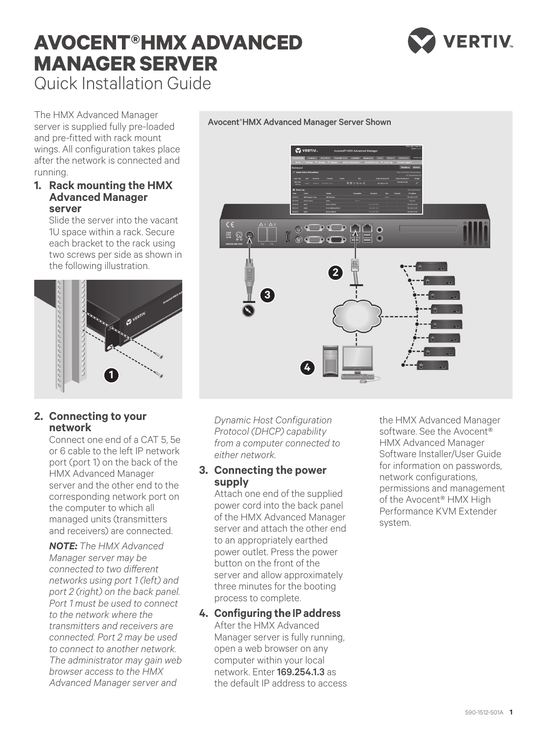# AVOCENT® HMX ADVANCED MANAGER SERVER

Quick Installation Guide

The HMX Advanced Manager server is supplied fully pre-loaded and pre-fitted with rack mount wings. All configuration takes place after the network is connected and running.

**1. Rack mounting the HMX Advanced Manager server**

Slide the server into the vacant 1U space within a rack. Secure each bracket to the rack using two screws per side as shown in the following illustration.

Avocent® HMX Advanced Manager Server Shown

**2. Connecting to your network**

Connect one end of a CAT 5, 5e or 6 cable to the left IP network port (port 1) on the back of the HMX Advanced Manager server and the other end to the corresponding network port on the computer to which all managed units (transmitters and receivers) are connected.

***NOTE:*** *The HMX Advanced Manager server may be connected to two different networks using port 1 (left) and port 2 (right) on the back panel. Port 1 must be used to connect to the network where the transmitters and receivers are connected. Port 2 may be used to connect to another network. The administrator may gain web browser access to the HMX Advanced Manager server and Dynamic Host Configuration Protocol (DHCP) capability from a computer connected to either network.*

**3. Connecting the power supply**

Attach one end of the supplied power cord into the back panel of the HMX Advanced Manager server and attach the other end to an appropriately earthed power outlet. Press the power button on the front of the server and allow approximately three minutes for the booting process to complete.

**4. Configuring the IP address**

After the HMX Advanced Manager server is fully running, open a web browser on any computer within your local network. Enter **169.254.1.3** as the default IP address to access the HMX Advanced Manager software. See the Avocent® HMX Advanced Manager Software Installer/User Guide for information on passwords, network configurations, permissions and management of the Avocent® HMX High Performance KVM Extender system.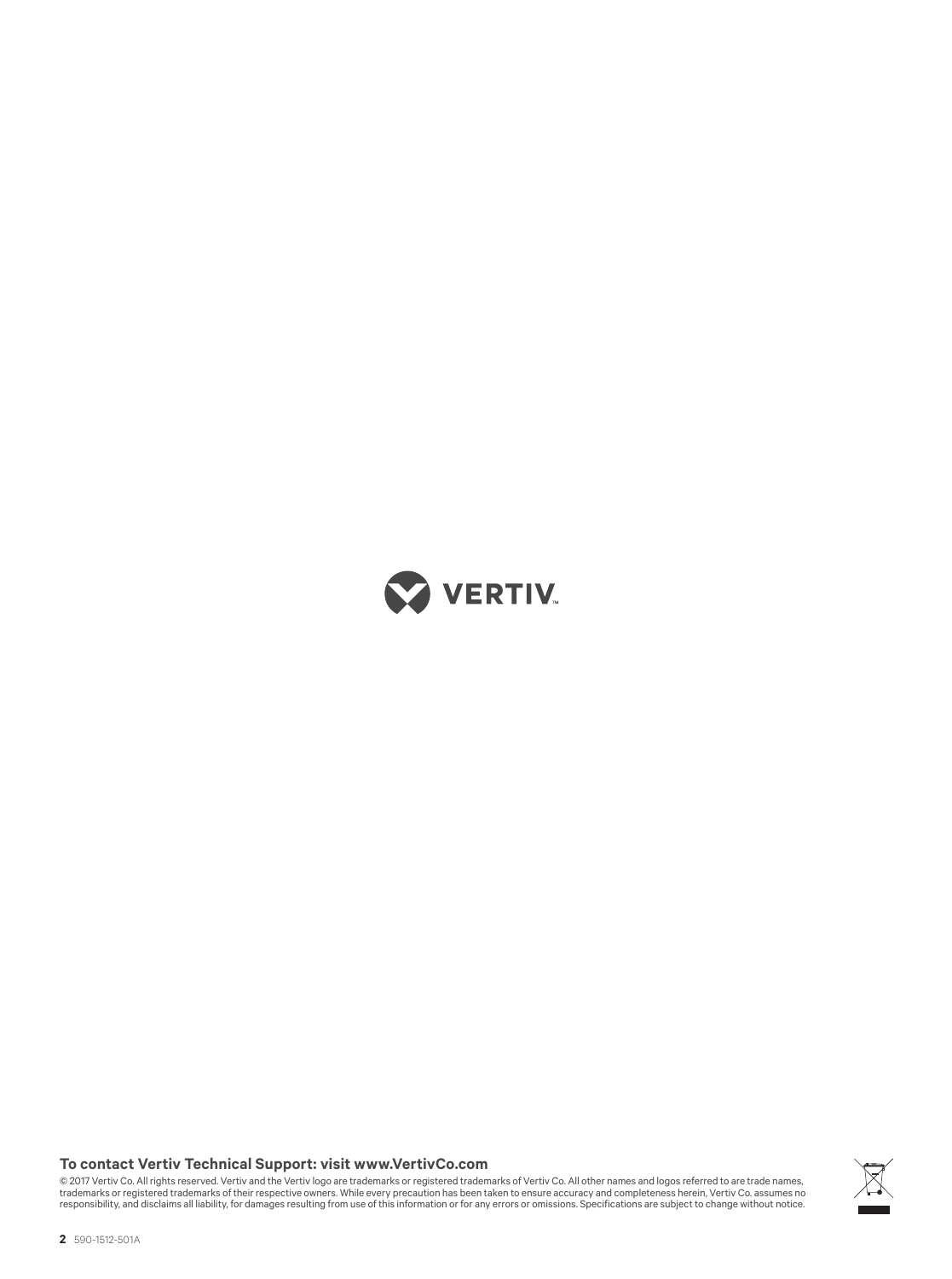VERTIV

**To contact Vertiv Technical Support: visit www.VertivCo.com**

© 2017 Vertiv Co. All rights reserved. Vertiv and the Vertiv logo are trademarks or registered trademarks of Vertiv Co. All other names and logos referred to are trade names, trademarks or registered trademarks of their respective owners. While every precaution has been taken to ensure accuracy and completeness herein, Vertiv Co. assumes no responsibility, and disclaims all liability, for damages resulting from use of this information or for any errors or omissions. Specifications are subject to change without notice.

590-1512-501A